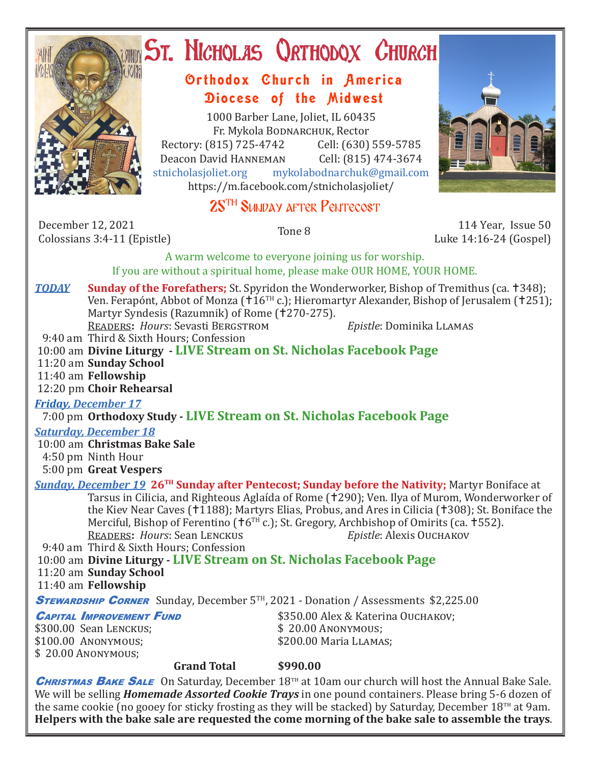# St. Nicholas Orthodox Church

## Orthodox Church in America
## Diocese of the Midwest

1000 Barber Lane, Joliet, IL 60435
Fr. Mykola Bodnarchuk, Rector
Rectory: (815) 725-4742 Cell: (630) 559-5785
Deacon David Hanneman Cell: (815) 474-3674
stnicholasjoliet.org mykolabodnarchuk@gmail.com
https://m.facebook.com/stnicholasjoliet/

## 25TH Sunday after Pentecost

December 12, 2021
Colossians 3:4-11 (Epistle)

Tone 8

114 Year, Issue 50
Luke 14:16-24 (Gospel)

A warm welcome to everyone joining us for worship.
If you are without a spiritual home, please make OUR HOME, YOUR HOME.

***TODAY*** **Sunday of the Forefathers;** St. Spyridon the Wonderworker, Bishop of Tremithus (ca. ✝348); Ven. Ferapónt, Abbot of Monza (✝16TH c.); Hieromartyr Alexander, Bishop of Jerusalem (✝251); Martyr Syndesis (Razumnik) of Rome (✝270-275).

Readers**:** *Hours*: Sevasti Bergstrom *Epistle*: Dominika Llamas

- 9:40 am Third & Sixth Hours; Confession
- 10:00 am **Divine Liturgy - LIVE Stream on St. Nicholas Facebook Page**
- 11:20 am **Sunday School**
- 11:40 am **Fellowship**
- 12:20 pm **Choir Rehearsal**

***Friday, December 17***

- 7:00 pm **Orthodoxy Study - LIVE Stream on St. Nicholas Facebook Page**

***Saturday, December 18***

- 10:00 am **Christmas Bake Sale**
- 4:50 pm Ninth Hour
- 5:00 pm **Great Vespers**

***Sunday, December 19*** **26TH Sunday after Pentecost; Sunday before the Nativity;** Martyr Boniface at Tarsus in Cilicia, and Righteous Aglaída of Rome (✝290); Ven. Ilya of Murom, Wonderworker of the Kiev Near Caves (✝1188); Martyrs Elias, Probus, and Ares in Cilicia (✝308); St. Boniface the Merciful, Bishop of Ferentino (✝6TH c.); St. Gregory, Archbishop of Omirits (ca. ✝552).

Readers**:** *Hours*: Sean Lenckus *Epistle*: Alexis Ouchakov

- 9:40 am Third & Sixth Hours; Confession
- 10:00 am **Divine Liturgy - LIVE Stream on St. Nicholas Facebook Page**
- 11:20 am **Sunday School**
- 11:40 am **Fellowship**

***Stewardship Corner*** Sunday, December 5TH, 2021 - Donation / Assessments $2,225.00

***Capital Improvement Fund***

$300.00 Sean Lenckus;
$100.00 Anonymous;
$ 20.00 Anonymous;
$350.00 Alex & Katerina Ouchakov;
$ 20.00 Anonymous;
$200.00 Maria Llamas;

**Grand Total $990.00**

***Christmas Bake Sale*** On Saturday, December 18TH at 10am our church will host the Annual Bake Sale. We will be selling ***Homemade Assorted Cookie Trays*** in one pound containers. Please bring 5-6 dozen of the same cookie (no gooey for sticky frosting as they will be stacked) by Saturday, December 18TH at 9am. **Helpers with the bake sale are requested the come morning of the bake sale to assemble the trays**.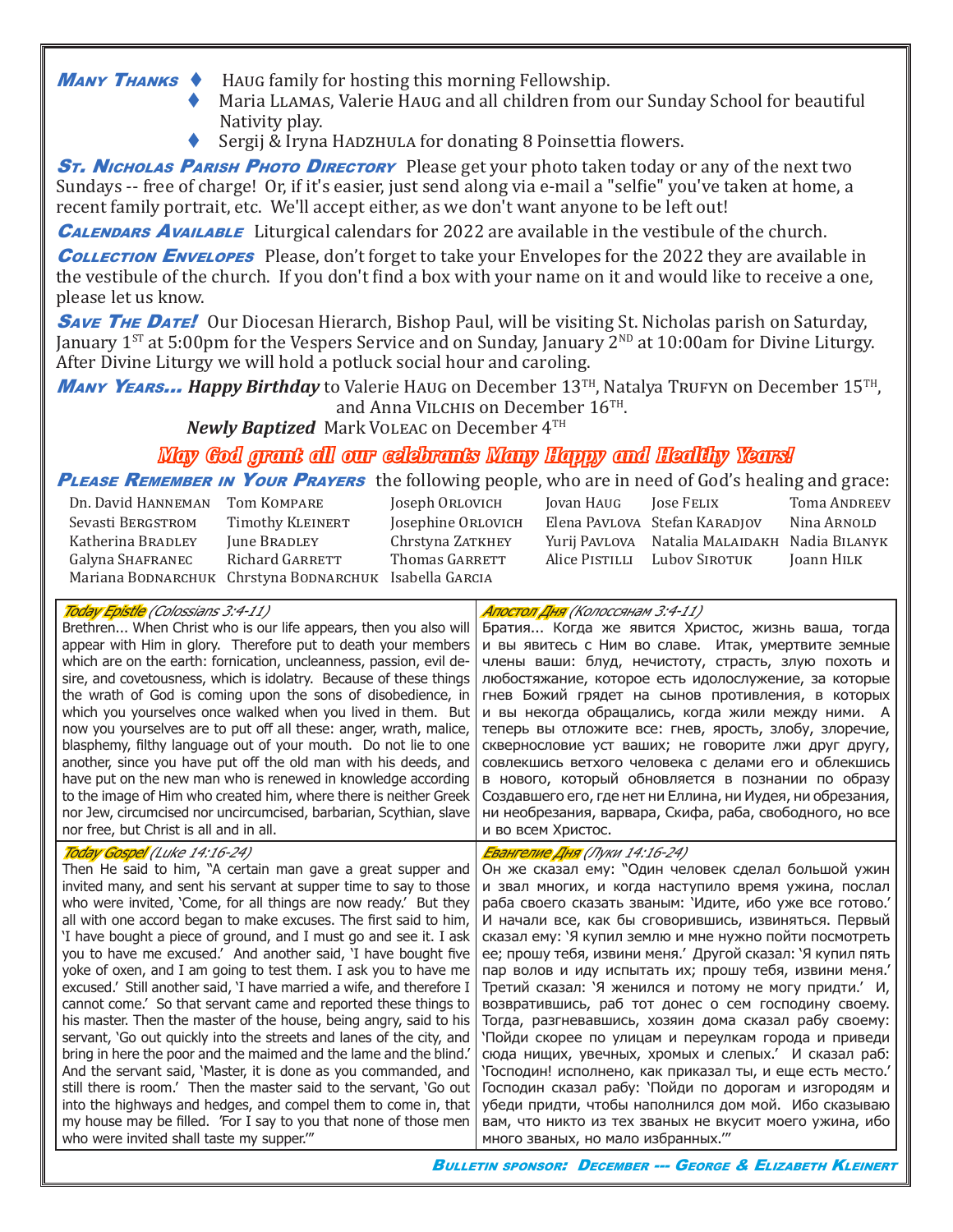**Many Thanks**

- Haug family for hosting this morning Fellowship.
- Maria Llamas, Valerie Haug and all children from our Sunday School for beautiful Nativity play.
- Sergij & Iryna Hadzhula for donating 8 Poinsettia flowers.

**St. Nicholas Parish Photo Directory** Please get your photo taken today or any of the next two Sundays -- free of charge! Or, if it's easier, just send along via e-mail a "selfie" you've taken at home, a recent family portrait, etc. We'll accept either, as we don't want anyone to be left out!

**Calendars Available** Liturgical calendars for 2022 are available in the vestibule of the church.

**Collection Envelopes** Please, don't forget to take your Envelopes for the 2022 they are available in the vestibule of the church. If you don't find a box with your name on it and would like to receive a one, please let us know.

**Save The Date!** Our Diocesan Hierarch, Bishop Paul, will be visiting St. Nicholas parish on Saturday, January 1ST at 5:00pm for the Vespers Service and on Sunday, January 2ND at 10:00am for Divine Liturgy. After Divine Liturgy we will hold a potluck social hour and caroling.

**Many Years...** ***Happy Birthday*** to Valerie Haug on December 13TH, Natalya Trufyn on December 15TH, and Anna Vilchis on December 16TH.

***Newly Baptized*** Mark Voleac on December 4TH

***May God grant all our celebrants Many Happy and Healthy Years!***

**Please Remember in Your Prayers** the following people, who are in need of God's healing and grace:

| | | | | | |
|---|---|---|---|---|---|
| Dn. David Hanneman | Tom Kompare | Joseph Orlovich | Jovan Haug | Jose Felix | Toma Andreev |
| Sevasti Bergstrom | Timothy Kleinert | Josephine Orlovich | Elena Pavlova | Stefan Karadjov | Nina Arnold |
| Katherina Bradley | June Bradley | Chrstyna Zatkhey | Yurij Pavlova | Natalia Malaidakh | Nadia Bilanyk |
| Galyna Shafranec | Richard Garrett | Thomas Garrett | Alice Pistilli | Lubov Sirotuk | Joann Hilk |
| Mariana Bodnarchuk | Chrstyna Bodnarchuk | Isabella Garcia | | | |

*Today Epistle (Colossians 3:4-11)*

Brethren... When Christ who is our life appears, then you also will appear with Him in glory. Therefore put to death your members which are on the earth: fornication, uncleanness, passion, evil desire, and covetousness, which is idolatry. Because of these things the wrath of God is coming upon the sons of disobedience, in which you yourselves once walked when you lived in them. But now you yourselves are to put off all these: anger, wrath, malice, blasphemy, filthy language out of your mouth. Do not lie to one another, since you have put off the old man with his deeds, and have put on the new man who is renewed in knowledge according to the image of Him who created him, where there is neither Greek nor Jew, circumcised nor uncircumcised, barbarian, Scythian, slave nor free, but Christ is all and in all.

*Апостол Дня (Колоссянам 3:4-11)*

Братия... Когда же явится Христос, жизнь ваша, тогда и вы явитесь с Ним во славе. Итак, умертвите земные члены ваши: блуд, нечистоту, страсть, злую похоть и любостяжание, которое есть идолослужение, за которые гнев Божий грядет на сынов противления, в которых и вы некогда обращались, когда жили между ними. А теперь вы отложите все: гнев, ярость, злобу, злоречие, сквернословие уст ваших; не говорите лжи друг другу, совлекшись ветхого человека с делами его и облекшись в нового, который обновляется в познании по образу Создавшего его, где нет ни Еллина, ни Иудея, ни обрезания, ни необрезания, варвара, Скифа, раба, свободного, но все и во всем Христос.

*Today Gospel (Luke 14:16-24)*

Then He said to him, "A certain man gave a great supper and invited many, and sent his servant at supper time to say to those who were invited, 'Come, for all things are now ready.' But they all with one accord began to make excuses. The first said to him, 'I have bought a piece of ground, and I must go and see it. I ask you to have me excused.' And another said, 'I have bought five yoke of oxen, and I am going to test them. I ask you to have me excused.' Still another said, 'I have married a wife, and therefore I cannot come.' So that servant came and reported these things to his master. Then the master of the house, being angry, said to his servant, 'Go out quickly into the streets and lanes of the city, and bring in here the poor and the maimed and the lame and the blind.' And the servant said, 'Master, it is done as you commanded, and still there is room.' Then the master said to the servant, 'Go out into the highways and hedges, and compel them to come in, that my house may be filled. 'For I say to you that none of those men who were invited shall taste my supper.'"

*Евангелие Дня (Луки 14:16-24)*

Он же сказал ему: "Один человек сделал большой ужин и звал многих, и когда наступило время ужина, послал раба своего сказать званым: 'Идите, ибо уже все готово.' И начали все, как бы сговорившись, извиняться. Первый сказал ему: 'Я купил землю и мне нужно пойти посмотреть ее; прошу тебя, извини меня.' Другой сказал: 'Я купил пять пар волов и иду испытать их; прошу тебя, извини меня.' Третий сказал: 'Я женился и потому не могу придти.' И, возвратившись, раб тот донес о сем господину своему. Тогда, разгневавшись, хозяин дома сказал рабу своему: 'Пойди скорее по улицам и переулкам города и приведи сюда нищих, увечных, хромых и слепых.' И сказал раб: 'Господин! исполнено, как приказал ты, и еще есть место.' Господин сказал рабу: 'Пойди по дорогам и изгородям и убеди придти, чтобы наполнился дом мой. Ибо сказываю вам, что никто из тех званых не вкусит моего ужина, ибо много званых, но мало избранных.'"

**Bulletin sponsor: December --- George & Elizabeth Kleinert**